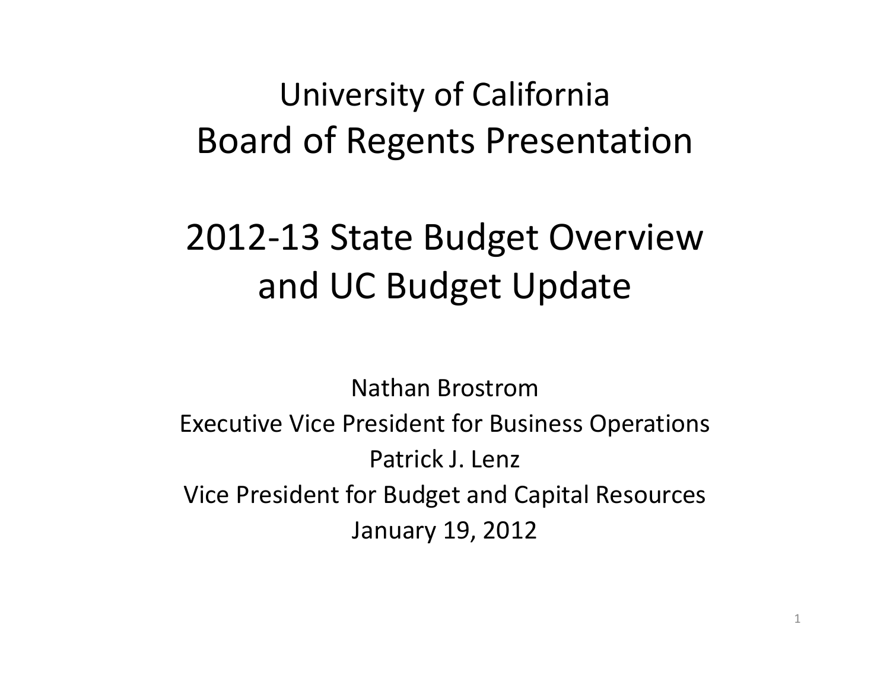# University of California
# Board of Regents Presentation

## 2012-13 State Budget Overview and UC Budget Update

Nathan Brostrom
Executive Vice President for Business Operations
Patrick J. Lenz
Vice President for Budget and Capital Resources
January 19, 2012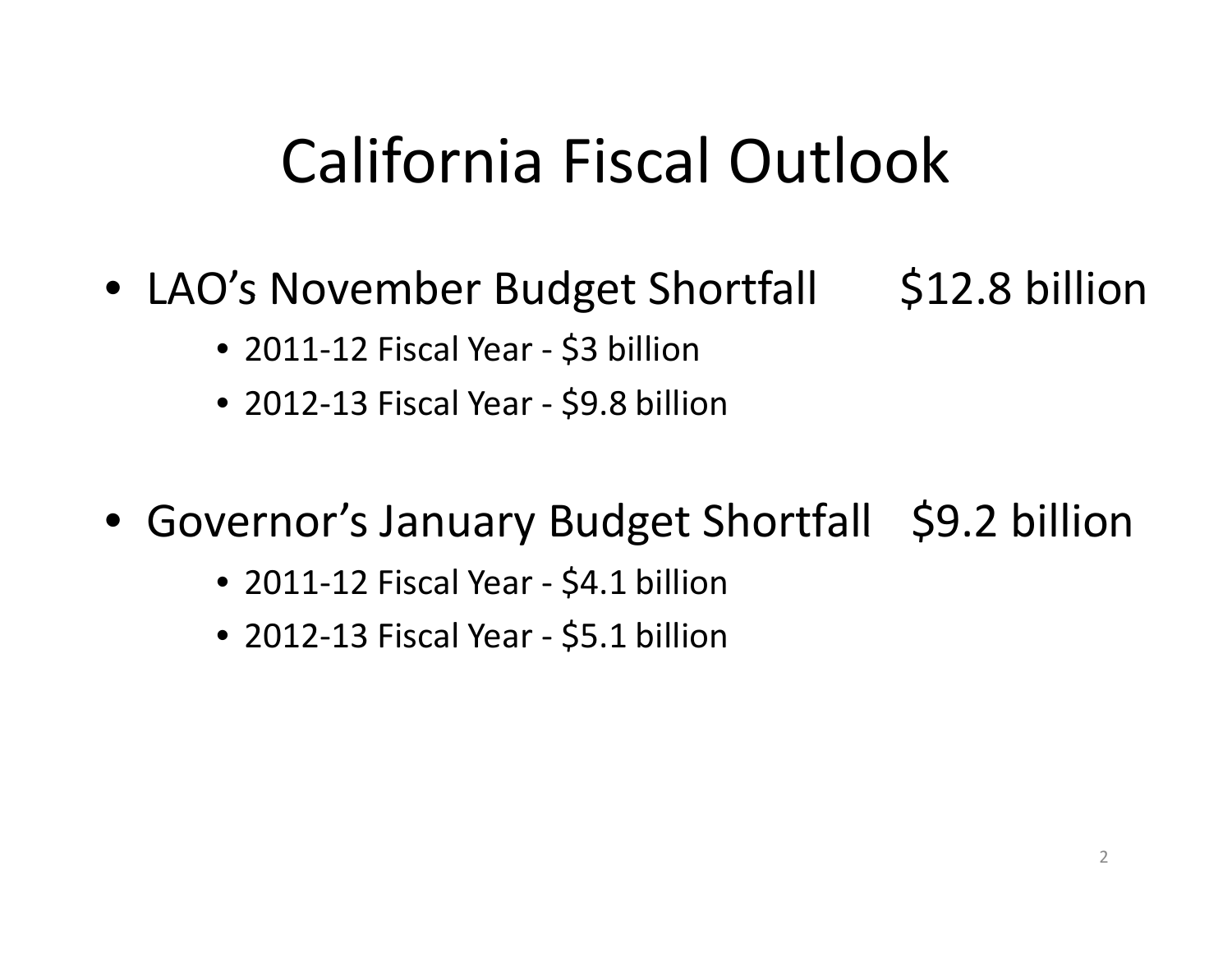# California Fiscal Outlook

- LAO's November Budget Shortfall $12.8 billion
  - 2011-12 Fiscal Year - $3 billion
  - 2012-13 Fiscal Year - $9.8 billion

- Governor's January Budget Shortfall $9.2 billion
  - 2011-12 Fiscal Year - $4.1 billion
  - 2012-13 Fiscal Year - $5.1 billion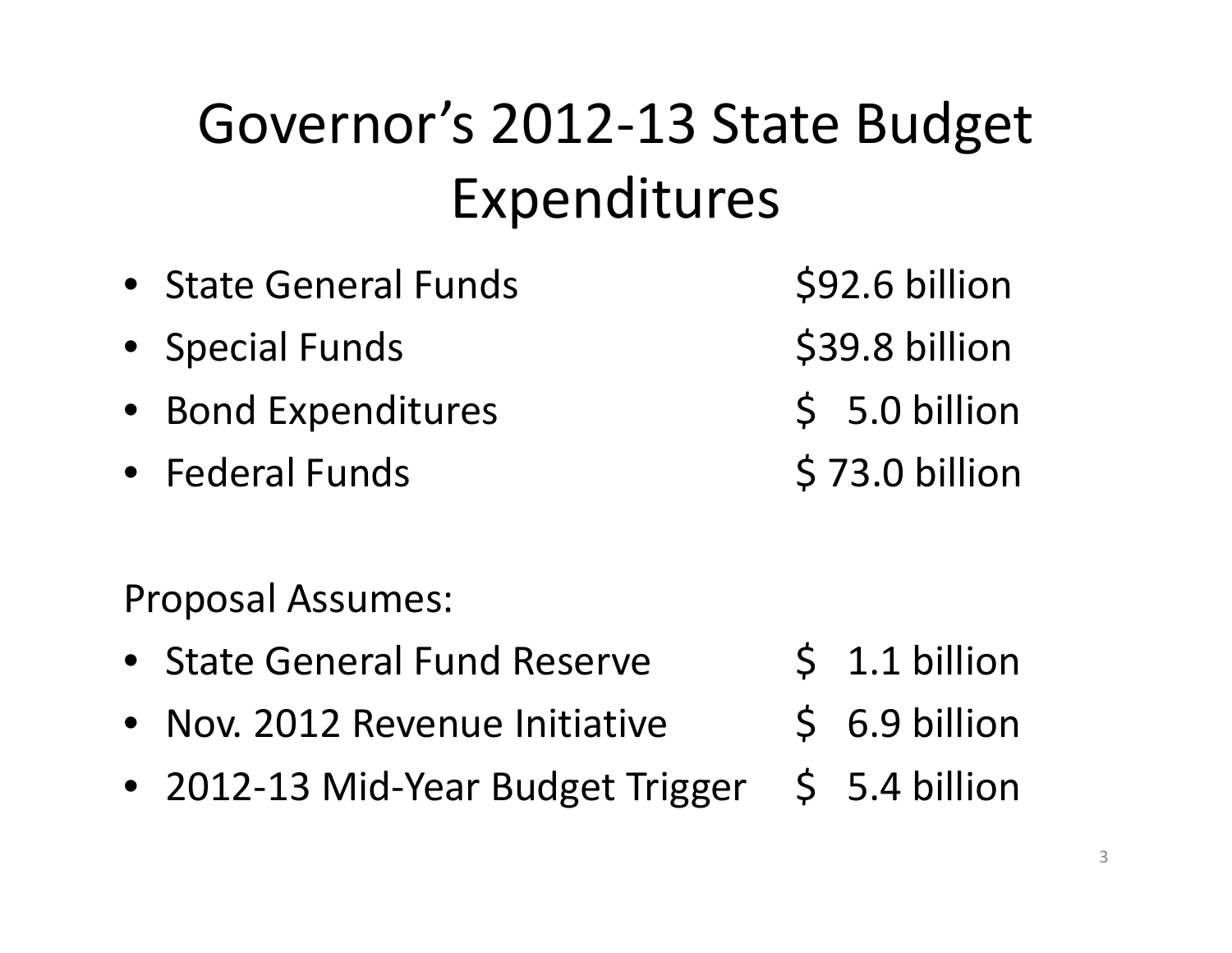# Governor's 2012-13 State Budget Expenditures

- State General Funds $92.6 billion
- Special Funds $39.8 billion
- Bond Expenditures $ 5.0 billion
- Federal Funds $ 73.0 billion

Proposal Assumes:

- State General Fund Reserve $ 1.1 billion
- Nov. 2012 Revenue Initiative $ 6.9 billion
- 2012-13 Mid-Year Budget Trigger $ 5.4 billion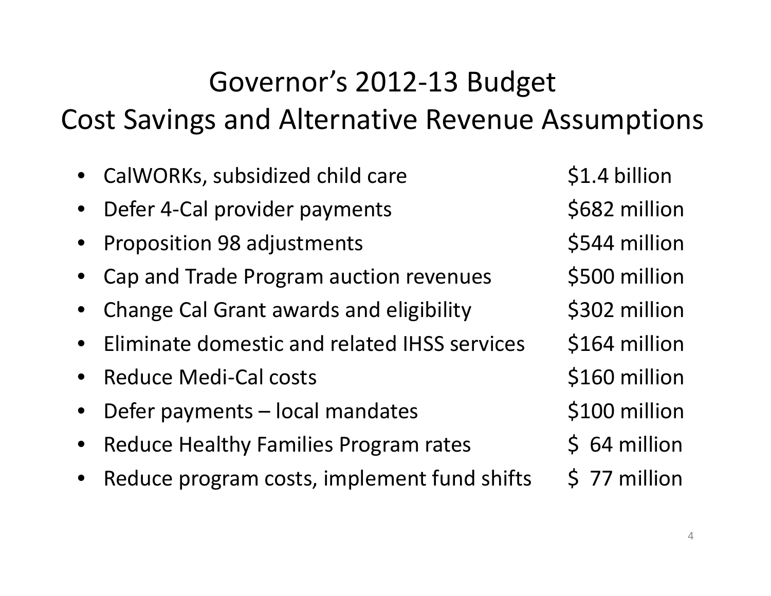# Governor's 2012-13 Budget
# Cost Savings and Alternative Revenue Assumptions

| Item | Amount |
|---|---|
| CalWORKs, subsidized child care | $1.4 billion |
| Defer 4-Cal provider payments | $682 million |
| Proposition 98 adjustments | $544 million |
| Cap and Trade Program auction revenues | $500 million |
| Change Cal Grant awards and eligibility | $302 million |
| Eliminate domestic and related IHSS services | $164 million |
| Reduce Medi-Cal costs | $160 million |
| Defer payments – local mandates | $100 million |
| Reduce Healthy Families Program rates | $ 64 million |
| Reduce program costs, implement fund shifts | $ 77 million |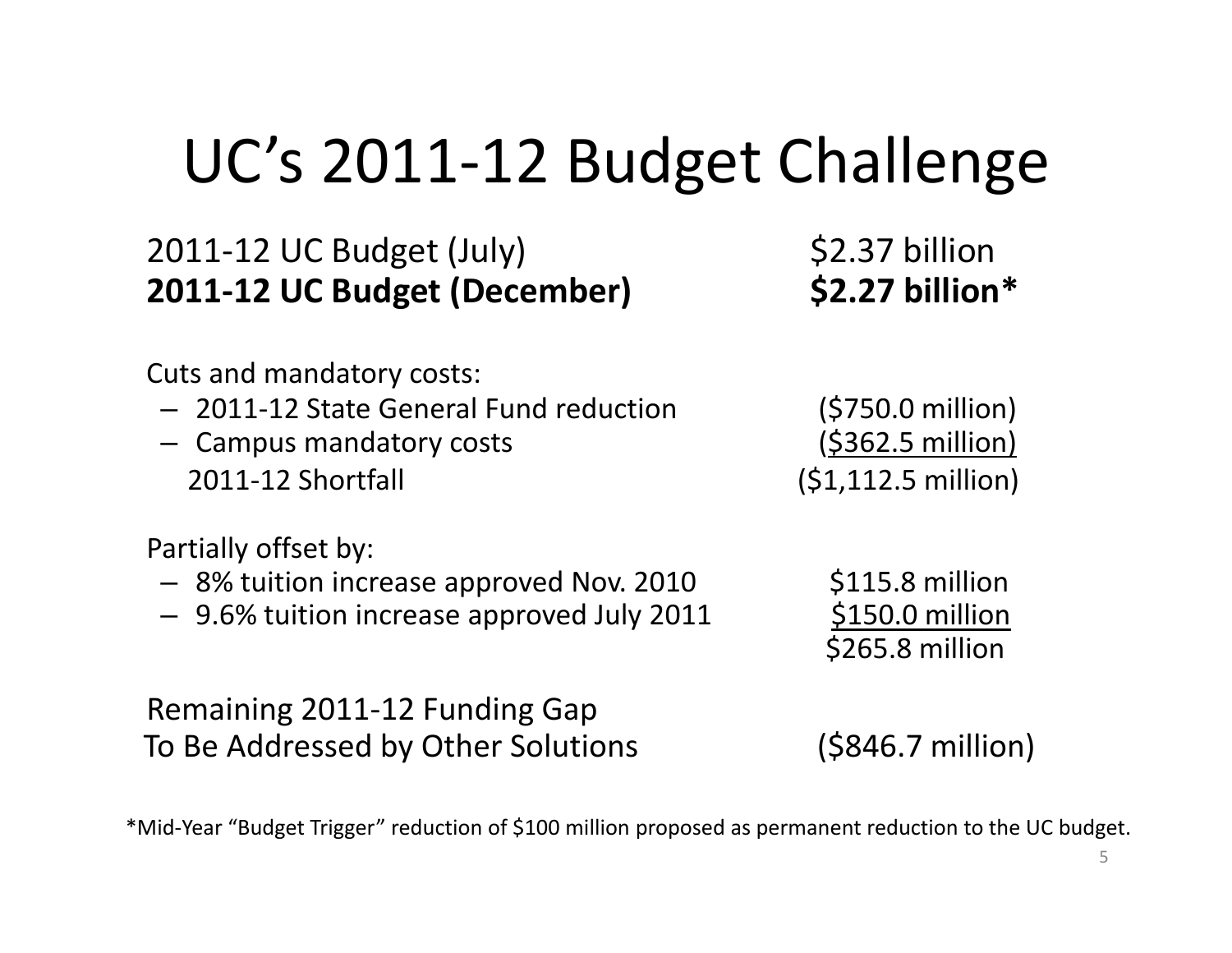# UC's 2011-12 Budget Challenge

| | |
|---|---|
| 2011-12 UC Budget (July) | $2.37 billion |
| **2011-12 UC Budget (December)** | **$2.27 billion*** |
| | |
| Cuts and mandatory costs: | |
| – 2011-12 State General Fund reduction | ($750.0 million) |
| – Campus mandatory costs | <u>($362.5 million)</u> |
| 2011-12 Shortfall | ($1,112.5 million) |
| | |
| Partially offset by: | |
| – 8% tuition increase approved Nov. 2010 | $115.8 million |
| – 9.6% tuition increase approved July 2011 | <u>$150.0 million</u> |
| | $265.8 million |
| | |
| Remaining 2011-12 Funding Gap To Be Addressed by Other Solutions | ($846.7 million) |

*Mid-Year "Budget Trigger" reduction of $100 million proposed as permanent reduction to the UC budget.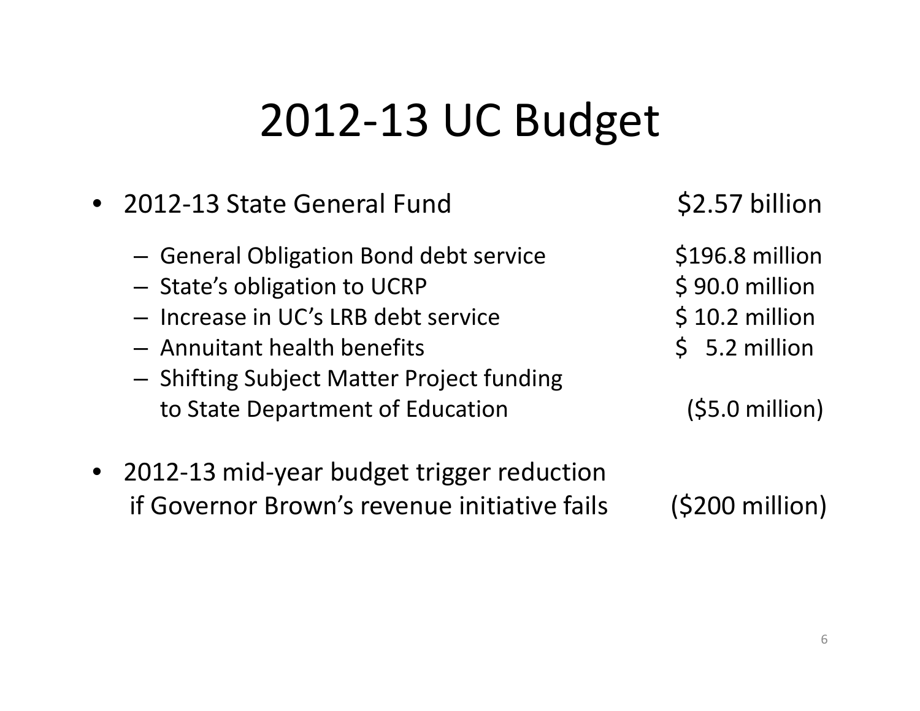# 2012-13 UC Budget

- 2012-13 State General Fund $2.57 billion
  - General Obligation Bond debt service $196.8 million
  - State's obligation to UCRP $ 90.0 million
  - Increase in UC's LRB debt service $ 10.2 million
  - Annuitant health benefits $ 5.2 million
  - Shifting Subject Matter Project funding to State Department of Education ($5.0 million)
- 2012-13 mid-year budget trigger reduction if Governor Brown's revenue initiative fails ($200 million)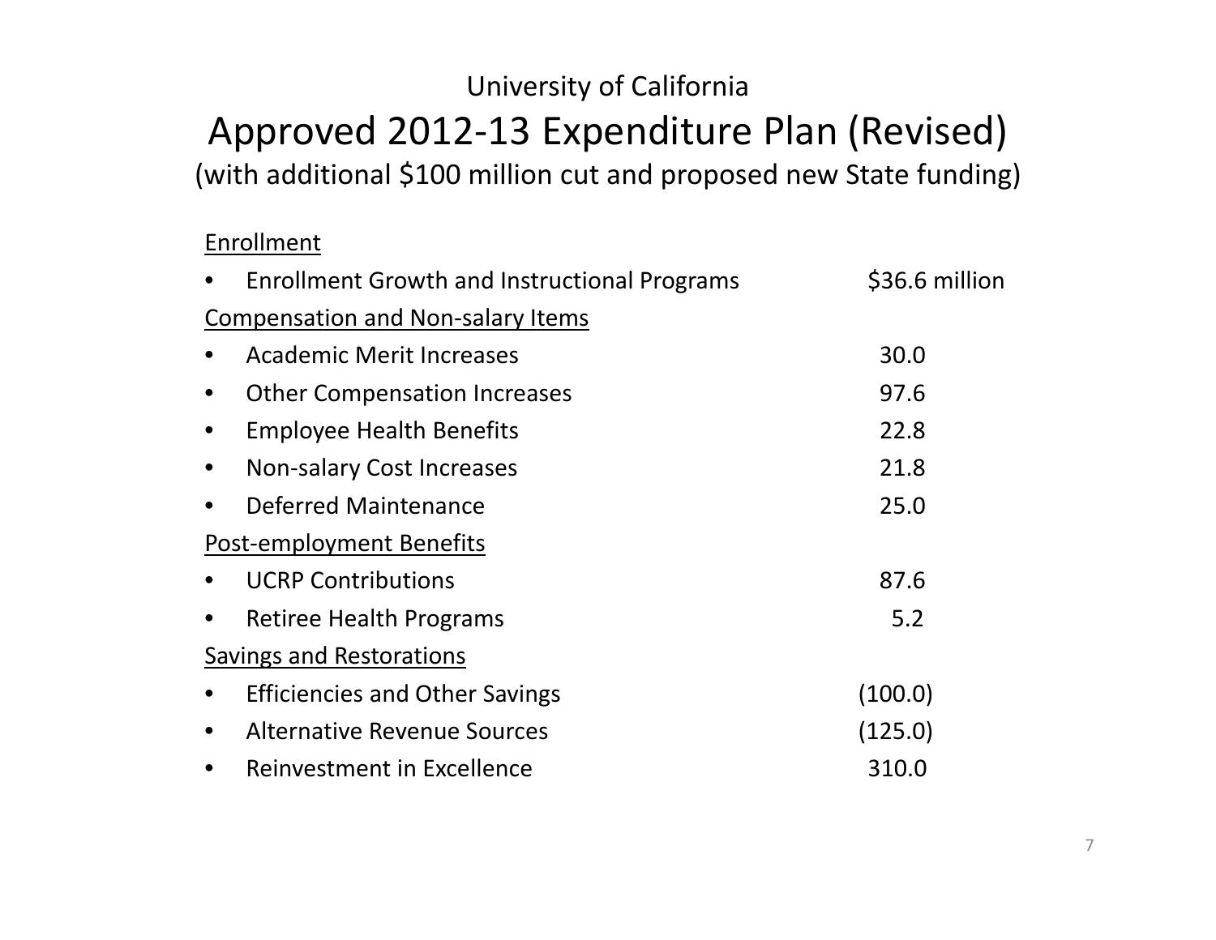University of California

# Approved 2012-13 Expenditure Plan (Revised)

(with additional $100 million cut and proposed new State funding)

| | |
|---|---|
| <u>Enrollment</u> | |
| • Enrollment Growth and Instructional Programs | $36.6 million |
| <u>Compensation and Non-salary Items</u> | |
| • Academic Merit Increases | 30.0 |
| • Other Compensation Increases | 97.6 |
| • Employee Health Benefits | 22.8 |
| • Non-salary Cost Increases | 21.8 |
| • Deferred Maintenance | 25.0 |
| <u>Post-employment Benefits</u> | |
| • UCRP Contributions | 87.6 |
| • Retiree Health Programs | 5.2 |
| <u>Savings and Restorations</u> | |
| • Efficiencies and Other Savings | (100.0) |
| • Alternative Revenue Sources | (125.0) |
| • Reinvestment in Excellence | 310.0 |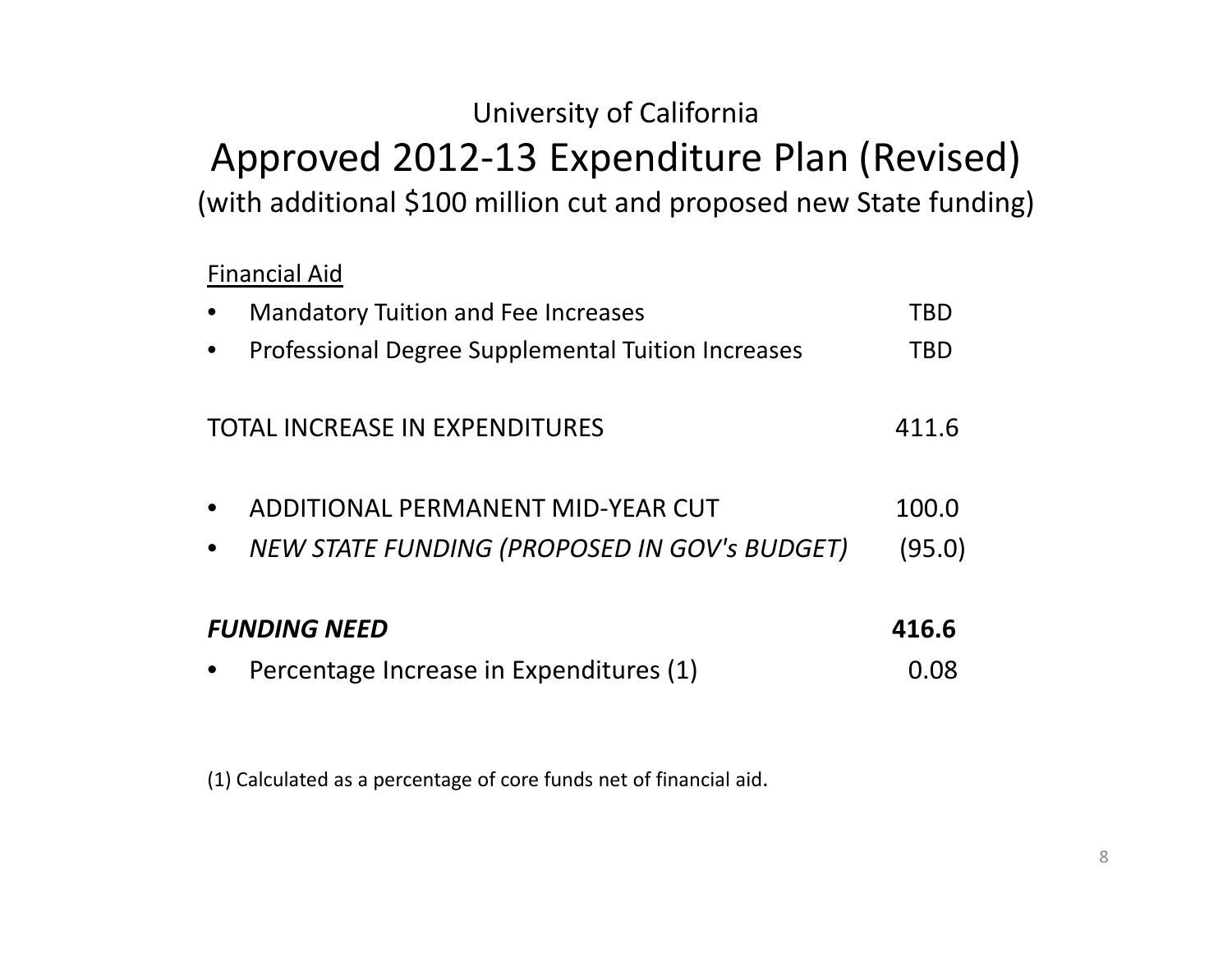University of California

# Approved 2012-13 Expenditure Plan (Revised)

(with additional $100 million cut and proposed new State funding)

| | |
|---|---|
| <u>Financial Aid</u> | |
| • Mandatory Tuition and Fee Increases | TBD |
| • Professional Degree Supplemental Tuition Increases | TBD |
| | |
| TOTAL INCREASE IN EXPENDITURES | 411.6 |
| | |
| • ADDITIONAL PERMANENT MID-YEAR CUT | 100.0 |
| • *NEW STATE FUNDING (PROPOSED IN GOV's BUDGET)* | (95.0) |
| | |
| ***FUNDING NEED*** | **416.6** |
| • Percentage Increase in Expenditures (1) | 0.08 |

(1) Calculated as a percentage of core funds net of financial aid.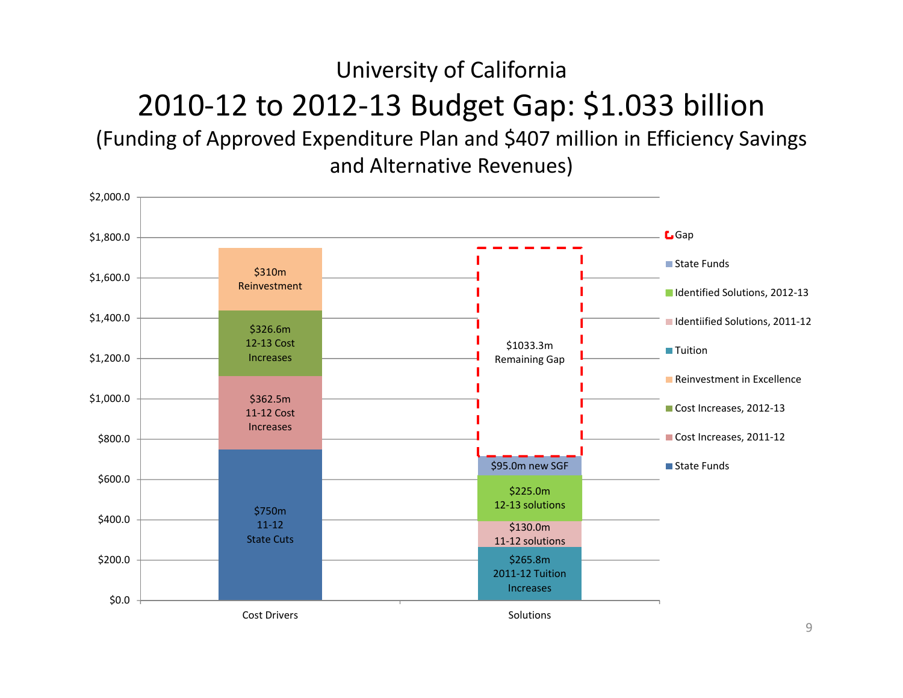# University of California

## 2010-12 to 2012-13 Budget Gap: $1.033 billion

(Funding of Approved Expenditure Plan and $407 million in Efficiency Savings and Alternative Revenues)

| | Cost Drivers | Solutions |
|---|---|---|
| | $750m 11-12 State Cuts | $265.8m 2011-12 Tuition Increases |
| | $362.5m 11-12 Cost Increases | $130.0m 11-12 solutions |
| | $326.6m 12-13 Cost Increases | $225.0m 12-13 solutions |
| | $310m Reinvestment | $95.0m new SGF |
| | | $1033.3m Remaining Gap |

Legend: Gap; State Funds; Identified Solutions, 2012-13; Identiified Solutions, 2011-12; Tuition; Reinvestment in Excellence; Cost Increases, 2012-13; Cost Increases, 2011-12; State Funds

Y-axis: $0.0 – $2,000.0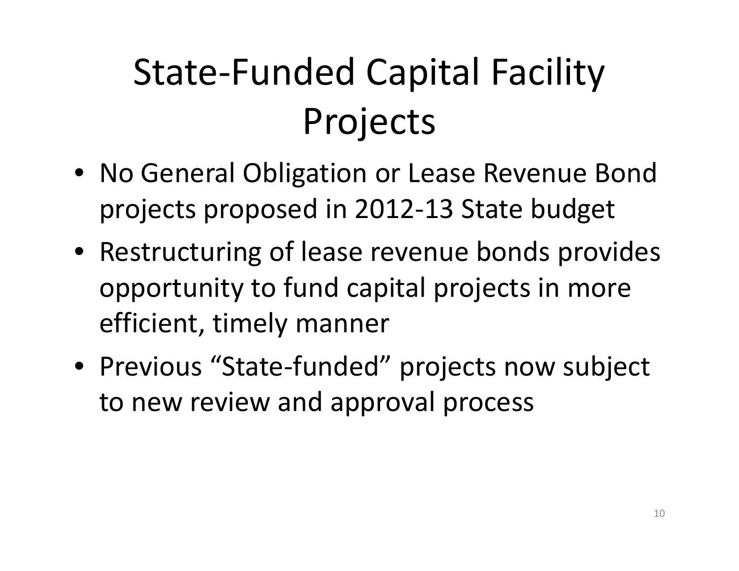# State-Funded Capital Facility Projects

- No General Obligation or Lease Revenue Bond projects proposed in 2012-13 State budget
- Restructuring of lease revenue bonds provides opportunity to fund capital projects in more efficient, timely manner
- Previous “State-funded” projects now subject to new review and approval process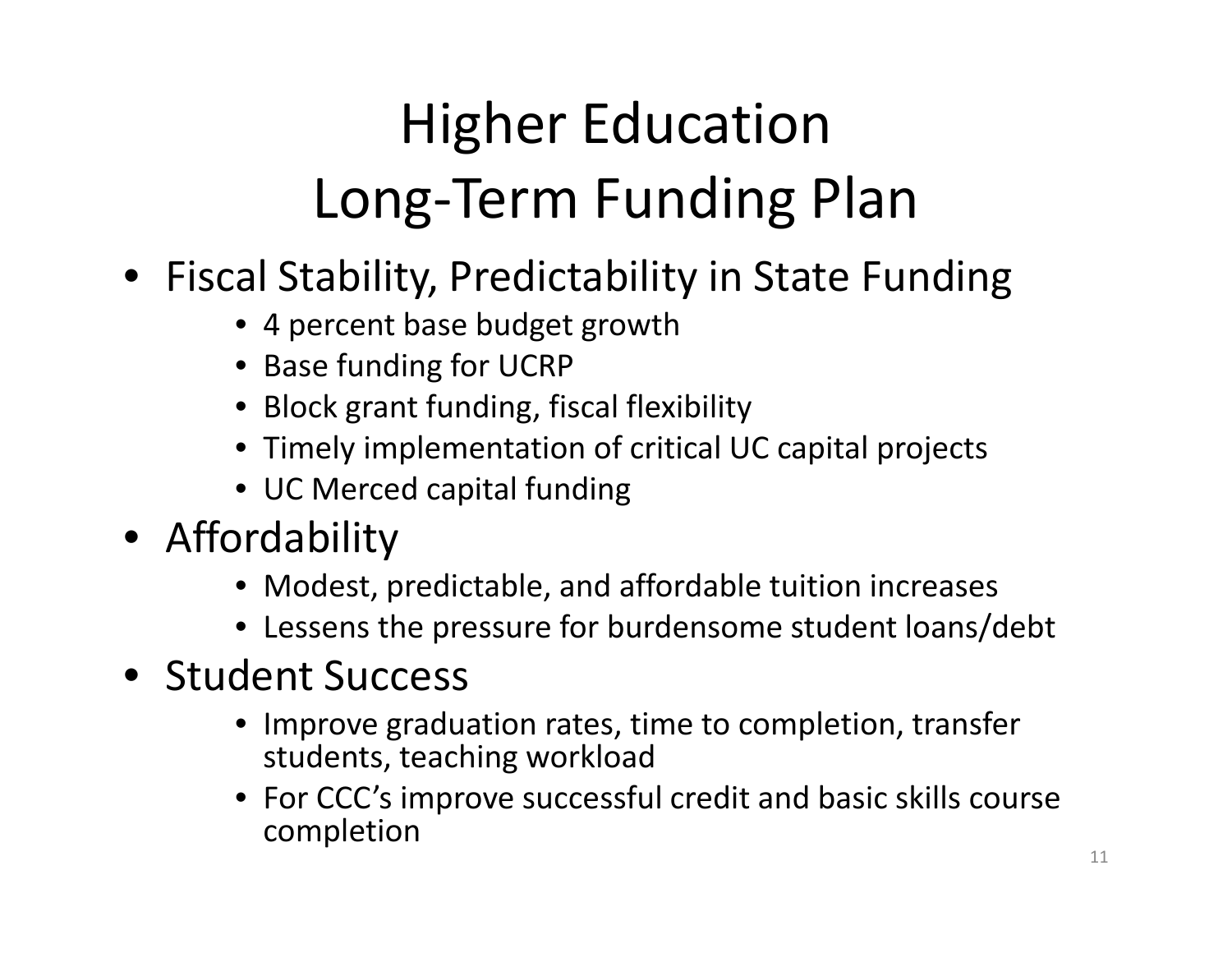# Higher Education Long-Term Funding Plan

- Fiscal Stability, Predictability in State Funding
  - 4 percent base budget growth
  - Base funding for UCRP
  - Block grant funding, fiscal flexibility
  - Timely implementation of critical UC capital projects
  - UC Merced capital funding
- Affordability
  - Modest, predictable, and affordable tuition increases
  - Lessens the pressure for burdensome student loans/debt
- Student Success
  - Improve graduation rates, time to completion, transfer students, teaching workload
  - For CCC's improve successful credit and basic skills course completion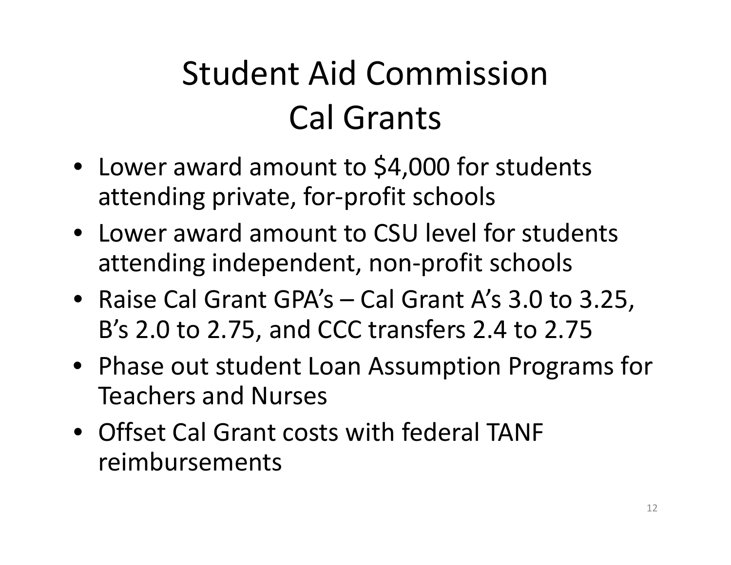# Student Aid Commission
# Cal Grants

- Lower award amount to $4,000 for students attending private, for-profit schools
- Lower award amount to CSU level for students attending independent, non-profit schools
- Raise Cal Grant GPA's – Cal Grant A's 3.0 to 3.25, B's 2.0 to 2.75, and CCC transfers 2.4 to 2.75
- Phase out student Loan Assumption Programs for Teachers and Nurses
- Offset Cal Grant costs with federal TANF reimbursements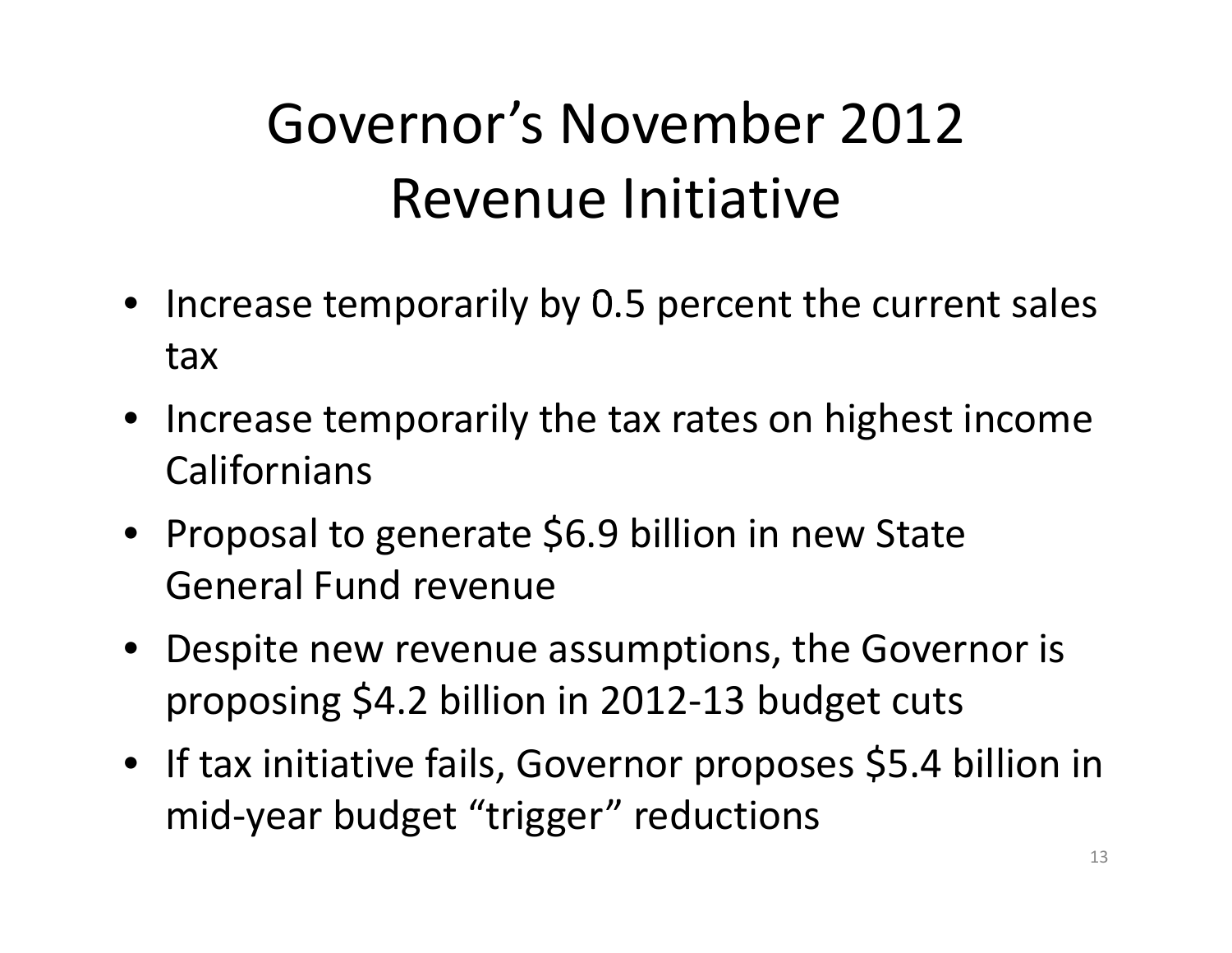# Governor's November 2012 Revenue Initiative

- Increase temporarily by 0.5 percent the current sales tax
- Increase temporarily the tax rates on highest income Californians
- Proposal to generate $6.9 billion in new State General Fund revenue
- Despite new revenue assumptions, the Governor is proposing $4.2 billion in 2012-13 budget cuts
- If tax initiative fails, Governor proposes $5.4 billion in mid-year budget "trigger" reductions